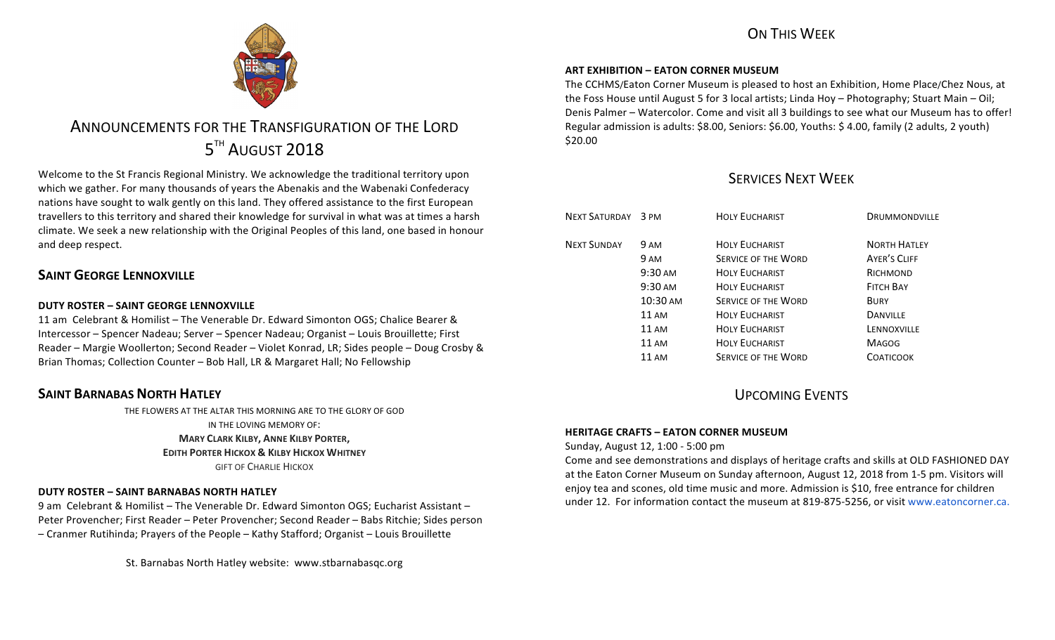# ANNOUNCEMENTS FOR THE TRANSFIGURATION OF THE LORD 5TH AUGUST 2018

Welcome to the St Francis Regional Ministry. We acknowledge the traditional territory upon which we gather. For many thousands of years the Abenakis and the Wabenaki Confederacy nations have sought to walk gently on this land. They offered assistance to the first European travellers to this territory and shared their knowledge for survival in what was at times a harsh climate. We seek a new relationship with the Original Peoples of this land, one based in honour and deep respect.

## SAINT GEORGE LENNOXVILLE

### DUTY ROSTER – SAINT GEORGE LENNOXVILLE

11 am Celebrant & Homilist – The Venerable Dr. Edward Simonton OGS; Chalice Bearer & Intercessor – Spencer Nadeau; Server – Spencer Nadeau; Organist – Louis Brouillette; First Reader – Margie Woollerton; Second Reader – Violet Konrad, LR; Sides people – Doug Crosby & Brian Thomas; Collection Counter – Bob Hall, LR & Margaret Hall; No Fellowship

## SAINT BARNABAS NORTH HATLEY

THE FLOWERS AT THE ALTAR THIS MORNING ARE TO THE GLORY OF GOD
IN THE LOVING MEMORY OF:
**MARY CLARK KILBY, ANNE KILBY PORTER,**
**EDITH PORTER HICKOX & KILBY HICKOX WHITNEY**
GIFT OF CHARLIE HICKOX

### DUTY ROSTER – SAINT BARNABAS NORTH HATLEY

9 am Celebrant & Homilist – The Venerable Dr. Edward Simonton OGS; Eucharist Assistant – Peter Provencher; First Reader – Peter Provencher; Second Reader – Babs Ritchie; Sides person – Cranmer Rutihinda; Prayers of the People – Kathy Stafford; Organist – Louis Brouillette

St. Barnabas North Hatley website: www.stbarnabasqc.org

## ON THIS WEEK

### ART EXHIBITION – EATON CORNER MUSEUM

The CCHMS/Eaton Corner Museum is pleased to host an Exhibition, Home Place/Chez Nous, at the Foss House until August 5 for 3 local artists; Linda Hoy – Photography; Stuart Main – Oil; Denis Palmer – Watercolor. Come and visit all 3 buildings to see what our Museum has to offer! Regular admission is adults: $8.00, Seniors: $6.00, Youths: $ 4.00, family (2 adults, 2 youth) $20.00

## SERVICES NEXT WEEK

| | | | |
|---|---|---|---|
| NEXT SATURDAY | 3 PM | HOLY EUCHARIST | DRUMMONDVILLE |
| NEXT SUNDAY | 9 AM | HOLY EUCHARIST | NORTH HATLEY |
| | 9 AM | SERVICE OF THE WORD | AYER'S CLIFF |
| | 9:30 AM | HOLY EUCHARIST | RICHMOND |
| | 9:30 AM | HOLY EUCHARIST | FITCH BAY |
| | 10:30 AM | SERVICE OF THE WORD | BURY |
| | 11 AM | HOLY EUCHARIST | DANVILLE |
| | 11 AM | HOLY EUCHARIST | LENNOXVILLE |
| | 11 AM | HOLY EUCHARIST | MAGOG |
| | 11 AM | SERVICE OF THE WORD | COATICOOK |

## UPCOMING EVENTS

### HERITAGE CRAFTS – EATON CORNER MUSEUM

Sunday, August 12, 1:00 - 5:00 pm

Come and see demonstrations and displays of heritage crafts and skills at OLD FASHIONED DAY at the Eaton Corner Museum on Sunday afternoon, August 12, 2018 from 1-5 pm. Visitors will enjoy tea and scones, old time music and more. Admission is $10, free entrance for children under 12. For information contact the museum at 819-875-5256, or visit www.eatoncorner.ca.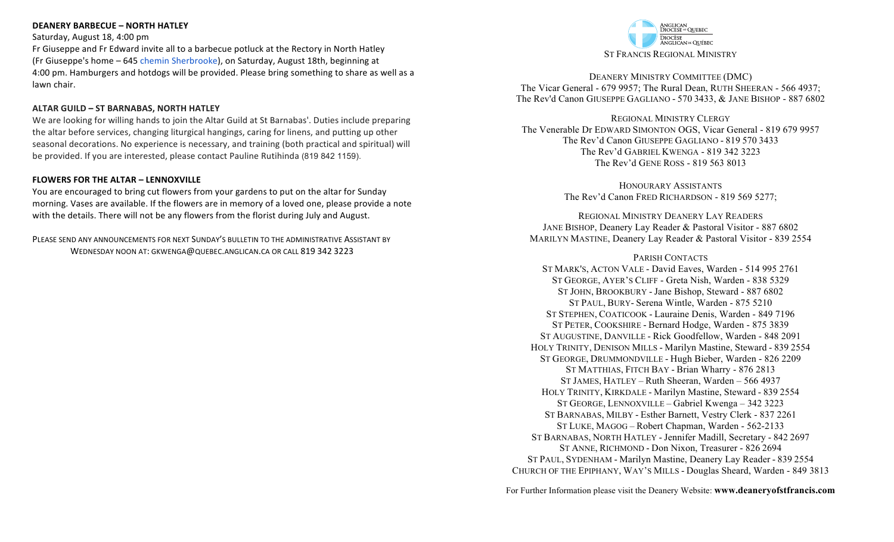**DEANERY BARBECUE – NORTH HATLEY**

Saturday, August 18, 4:00 pm

Fr Giuseppe and Fr Edward invite all to a barbecue potluck at the Rectory in North Hatley (Fr Giuseppe's home – 645 chemin Sherbrooke), on Saturday, August 18th, beginning at 4:00 pm. Hamburgers and hotdogs will be provided. Please bring something to share as well as a lawn chair.

**ALTAR GUILD – ST BARNABAS, NORTH HATLEY**

We are looking for willing hands to join the Altar Guild at St Barnabas'. Duties include preparing the altar before services, changing liturgical hangings, caring for linens, and putting up other seasonal decorations. No experience is necessary, and training (both practical and spiritual) will be provided. If you are interested, please contact Pauline Rutihinda (819 842 1159).

**FLOWERS FOR THE ALTAR – LENNOXVILLE**

You are encouraged to bring cut flowers from your gardens to put on the altar for Sunday morning. Vases are available. If the flowers are in memory of a loved one, please provide a note with the details. There will not be any flowers from the florist during July and August.

PLEASE SEND ANY ANNOUNCEMENTS FOR NEXT SUNDAY'S BULLETIN TO THE ADMINISTRATIVE ASSISTANT BY WEDNESDAY NOON AT: GKWENGA@QUEBEC.ANGLICAN.CA OR CALL 819 342 3223

ANGLICAN DIOCESE OF QUEBEC
DIOCÈSE ANGLICAN DE QUÉBEC

ST FRANCIS REGIONAL MINISTRY

DEANERY MINISTRY COMMITTEE (DMC)
The Vicar General - 679 9957; The Rural Dean, RUTH SHEERAN - 566 4937;
The Rev'd Canon GIUSEPPE GAGLIANO - 570 3433, & JANE BISHOP - 887 6802

REGIONAL MINISTRY CLERGY
The Venerable Dr EDWARD SIMONTON OGS, Vicar General - 819 679 9957
The Rev'd Canon GIUSEPPE GAGLIANO - 819 570 3433
The Rev'd GABRIEL KWENGA - 819 342 3223
The Rev'd GENE ROSS - 819 563 8013

HONOURARY ASSISTANTS
The Rev'd Canon FRED RICHARDSON - 819 569 5277;

REGIONAL MINISTRY DEANERY LAY READERS
JANE BISHOP, Deanery Lay Reader & Pastoral Visitor - 887 6802
MARILYN MASTINE, Deanery Lay Reader & Pastoral Visitor - 839 2554

PARISH CONTACTS
ST MARK'S, ACTON VALE - David Eaves, Warden - 514 995 2761
ST GEORGE, AYER'S CLIFF - Greta Nish, Warden - 838 5329
ST JOHN, BROOKBURY - Jane Bishop, Steward - 887 6802
ST PAUL, BURY- Serena Wintle, Warden - 875 5210
ST STEPHEN, COATICOOK - Lauraine Denis, Warden - 849 7196
ST PETER, COOKSHIRE - Bernard Hodge, Warden - 875 3839
ST AUGUSTINE, DANVILLE - Rick Goodfellow, Warden - 848 2091
HOLY TRINITY, DENISON MILLS - Marilyn Mastine, Steward - 839 2554
ST GEORGE, DRUMMONDVILLE - Hugh Bieber, Warden - 826 2209
ST MATTHIAS, FITCH BAY - Brian Wharry - 876 2813
ST JAMES, HATLEY – Ruth Sheeran, Warden – 566 4937
HOLY TRINITY, KIRKDALE - Marilyn Mastine, Steward - 839 2554
ST GEORGE, LENNOXVILLE – Gabriel Kwenga – 342 3223
ST BARNABAS, MILBY - Esther Barnett, Vestry Clerk - 837 2261
ST LUKE, MAGOG – Robert Chapman, Warden - 562-2133
ST BARNABAS, NORTH HATLEY - Jennifer Madill, Secretary - 842 2697
ST ANNE, RICHMOND - Don Nixon, Treasurer - 826 2694
ST PAUL, SYDENHAM - Marilyn Mastine, Deanery Lay Reader - 839 2554
CHURCH OF THE EPIPHANY, WAY'S MILLS - Douglas Sheard, Warden - 849 3813

For Further Information please visit the Deanery Website: **www.deaneryofstfrancis.com**